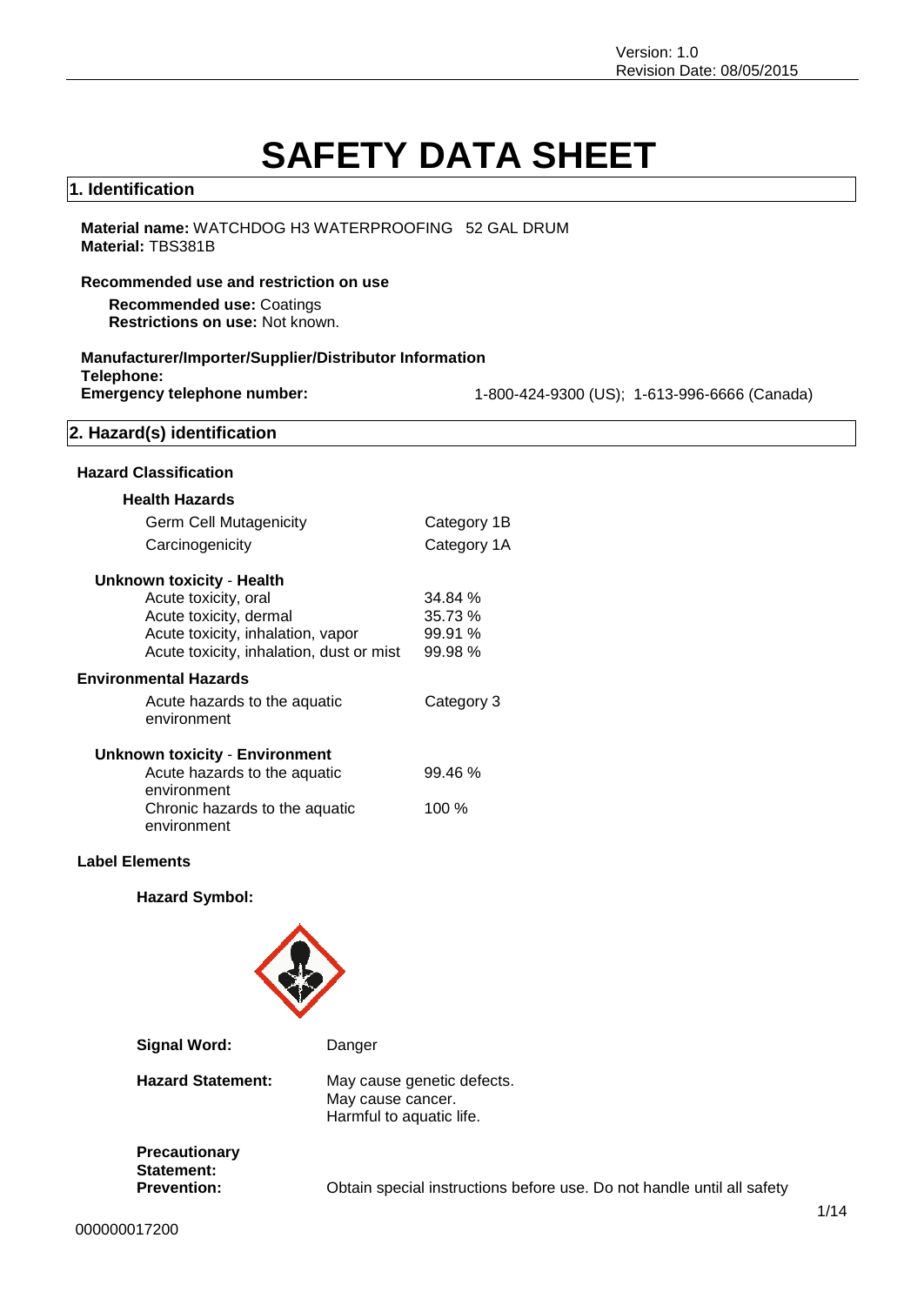Version: 1.0
Revision Date: 08/05/2015

# SAFETY DATA SHEET

## 1. Identification

**Material name:** WATCHDOG H3 WATERPROOFING 52 GAL DRUM
**Material:** TBS381B

**Recommended use and restriction on use**

**Recommended use:** Coatings
**Restrictions on use:** Not known.

**Manufacturer/Importer/Supplier/Distributor Information**
**Telephone:**
**Emergency telephone number:** 1-800-424-9300 (US); 1-613-996-6666 (Canada)

## 2. Hazard(s) identification

**Hazard Classification**

**Health Hazards**

| | |
|---|---|
| Germ Cell Mutagenicity | Category 1B |
| Carcinogenicity | Category 1A |

**Unknown toxicity - Health**

| | |
|---|---|
| Acute toxicity, oral | 34.84 % |
| Acute toxicity, dermal | 35.73 % |
| Acute toxicity, inhalation, vapor | 99.91 % |
| Acute toxicity, inhalation, dust or mist | 99.98 % |

**Environmental Hazards**

| | |
|---|---|
| Acute hazards to the aquatic environment | Category 3 |

**Unknown toxicity - Environment**

| | |
|---|---|
| Acute hazards to the aquatic environment | 99.46 % |
| Chronic hazards to the aquatic environment | 100 % |

**Label Elements**

**Hazard Symbol:**

**Signal Word:** Danger

**Hazard Statement:** May cause genetic defects.
May cause cancer.
Harmful to aquatic life.

**Precautionary Statement:**
**Prevention:** Obtain special instructions before use. Do not handle until all safety

000000017200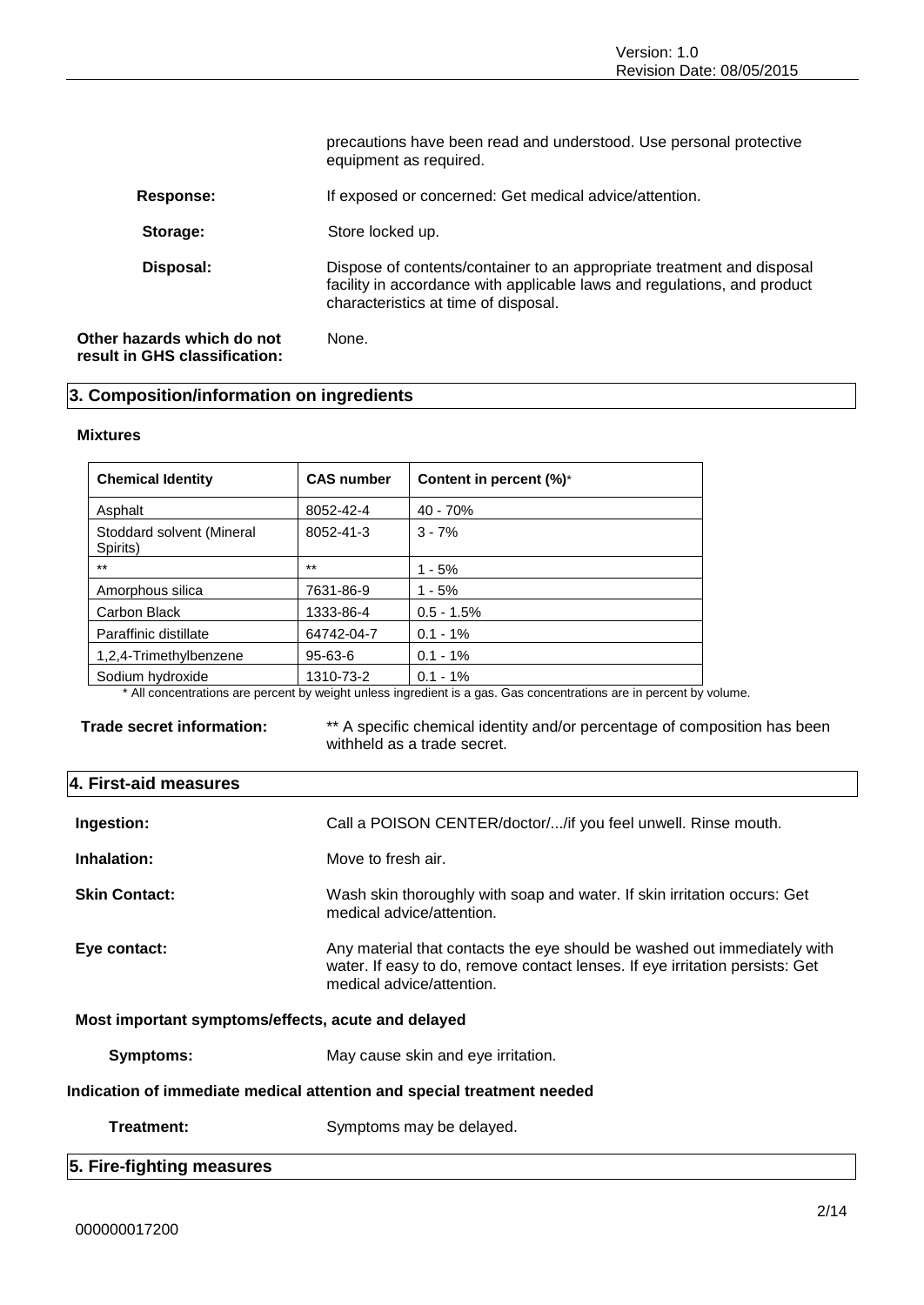| | |
|---|---|
| | precautions have been read and understood. Use personal protective equipment as required. |
| **Response:** | If exposed or concerned: Get medical advice/attention. |
| **Storage:** | Store locked up. |
| **Disposal:** | Dispose of contents/container to an appropriate treatment and disposal facility in accordance with applicable laws and regulations, and product characteristics at time of disposal. |

**Other hazards which do not result in GHS classification:** None.

## 3. Composition/information on ingredients

### Mixtures

| Chemical Identity | CAS number | Content in percent (%)* |
|---|---|---|
| Asphalt | 8052-42-4 | 40 - 70% |
| Stoddard solvent (Mineral Spirits) | 8052-41-3 | 3 - 7% |
| ** | ** | 1 - 5% |
| Amorphous silica | 7631-86-9 | 1 - 5% |
| Carbon Black | 1333-86-4 | 0.5 - 1.5% |
| Paraffinic distillate | 64742-04-7 | 0.1 - 1% |
| 1,2,4-Trimethylbenzene | 95-63-6 | 0.1 - 1% |
| Sodium hydroxide | 1310-73-2 | 0.1 - 1% |

* All concentrations are percent by weight unless ingredient is a gas. Gas concentrations are in percent by volume.

**Trade secret information:** ** A specific chemical identity and/or percentage of composition has been withheld as a trade secret.

## 4. First-aid measures

**Ingestion:** Call a POISON CENTER/doctor/.../if you feel unwell. Rinse mouth.

**Inhalation:** Move to fresh air.

**Skin Contact:** Wash skin thoroughly with soap and water. If skin irritation occurs: Get medical advice/attention.

**Eye contact:** Any material that contacts the eye should be washed out immediately with water. If easy to do, remove contact lenses. If eye irritation persists: Get medical advice/attention.

### Most important symptoms/effects, acute and delayed

**Symptoms:** May cause skin and eye irritation.

### Indication of immediate medical attention and special treatment needed

**Treatment:** Symptoms may be delayed.

## 5. Fire-fighting measures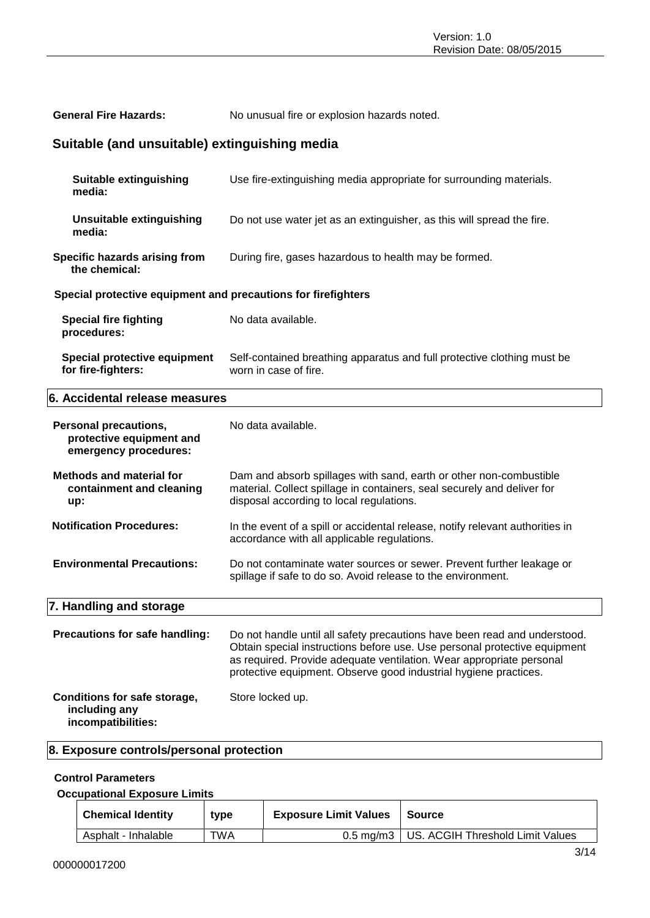**General Fire Hazards:** No unusual fire or explosion hazards noted.

## Suitable (and unsuitable) extinguishing media

**Suitable extinguishing media:** Use fire-extinguishing media appropriate for surrounding materials.

**Unsuitable extinguishing media:** Do not use water jet as an extinguisher, as this will spread the fire.

**Specific hazards arising from the chemical:** During fire, gases hazardous to health may be formed.

### Special protective equipment and precautions for firefighters

**Special fire fighting procedures:** No data available.

**Special protective equipment for fire-fighters:** Self-contained breathing apparatus and full protective clothing must be worn in case of fire.

## 6. Accidental release measures

**Personal precautions, protective equipment and emergency procedures:** No data available.

**Methods and material for containment and cleaning up:** Dam and absorb spillages with sand, earth or other non-combustible material. Collect spillage in containers, seal securely and deliver for disposal according to local regulations.

**Notification Procedures:** In the event of a spill or accidental release, notify relevant authorities in accordance with all applicable regulations.

**Environmental Precautions:** Do not contaminate water sources or sewer. Prevent further leakage or spillage if safe to do so. Avoid release to the environment.

## 7. Handling and storage

**Precautions for safe handling:** Do not handle until all safety precautions have been read and understood. Obtain special instructions before use. Use personal protective equipment as required. Provide adequate ventilation. Wear appropriate personal protective equipment. Observe good industrial hygiene practices.

**Conditions for safe storage, including any incompatibilities:** Store locked up.

## 8. Exposure controls/personal protection

### Control Parameters

**Occupational Exposure Limits**

| Chemical Identity | type | Exposure Limit Values | Source |
|---|---|---|---|
| Asphalt - Inhalable | TWA | 0.5 mg/m3 | US. ACGIH Threshold Limit Values |

000000017200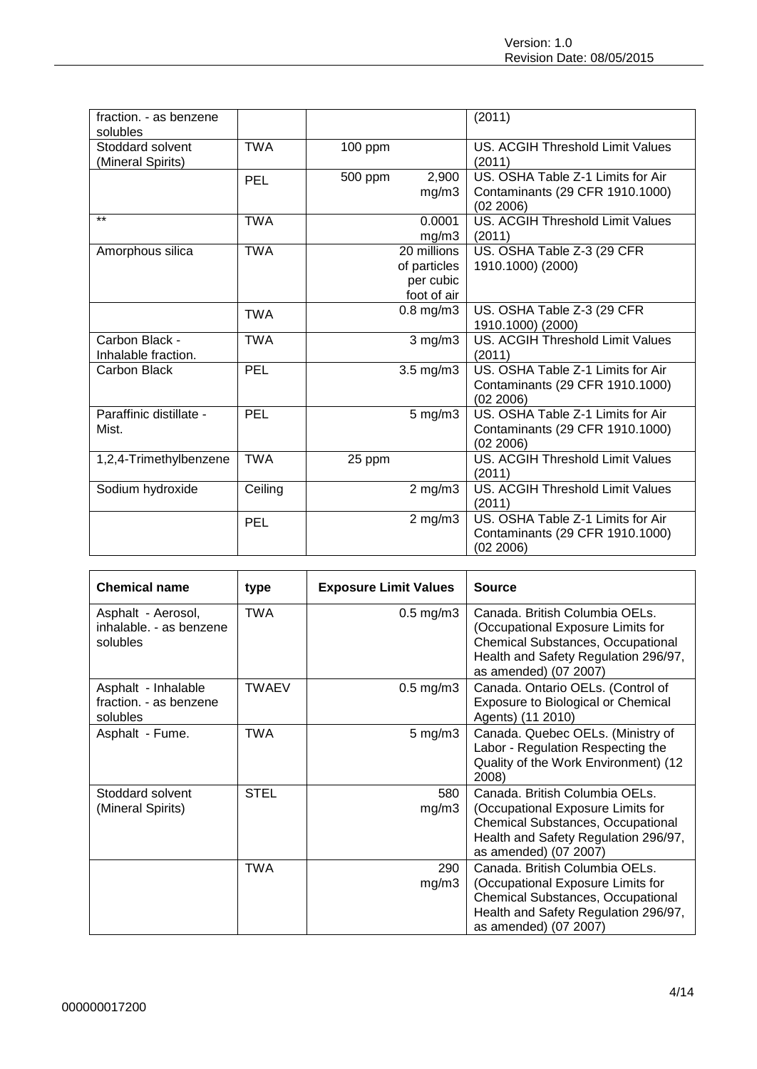| | | | |
|---|---|---|---|
| fraction. - as benzene solubles | | | (2011) |
| Stoddard solvent (Mineral Spirits) | TWA | 100 ppm | US. ACGIH Threshold Limit Values (2011) |
| | PEL | 500 ppm 2,900 mg/m3 | US. OSHA Table Z-1 Limits for Air Contaminants (29 CFR 1910.1000) (02 2006) |
| ** | TWA | 0.0001 mg/m3 | US. ACGIH Threshold Limit Values (2011) |
| Amorphous silica | TWA | 20 millions of particles per cubic foot of air | US. OSHA Table Z-3 (29 CFR 1910.1000) (2000) |
| | TWA | 0.8 mg/m3 | US. OSHA Table Z-3 (29 CFR 1910.1000) (2000) |
| Carbon Black - Inhalable fraction. | TWA | 3 mg/m3 | US. ACGIH Threshold Limit Values (2011) |
| Carbon Black | PEL | 3.5 mg/m3 | US. OSHA Table Z-1 Limits for Air Contaminants (29 CFR 1910.1000) (02 2006) |
| Paraffinic distillate - Mist. | PEL | 5 mg/m3 | US. OSHA Table Z-1 Limits for Air Contaminants (29 CFR 1910.1000) (02 2006) |
| 1,2,4-Trimethylbenzene | TWA | 25 ppm | US. ACGIH Threshold Limit Values (2011) |
| Sodium hydroxide | Ceiling | 2 mg/m3 | US. ACGIH Threshold Limit Values (2011) |
| | PEL | 2 mg/m3 | US. OSHA Table Z-1 Limits for Air Contaminants (29 CFR 1910.1000) (02 2006) |

| **Chemical name** | **type** | **Exposure Limit Values** | **Source** |
|---|---|---|---|
| Asphalt - Aerosol, inhalable. - as benzene solubles | TWA | 0.5 mg/m3 | Canada. British Columbia OELs. (Occupational Exposure Limits for Chemical Substances, Occupational Health and Safety Regulation 296/97, as amended) (07 2007) |
| Asphalt - Inhalable fraction. - as benzene solubles | TWAEV | 0.5 mg/m3 | Canada. Ontario OELs. (Control of Exposure to Biological or Chemical Agents) (11 2010) |
| Asphalt - Fume. | TWA | 5 mg/m3 | Canada. Quebec OELs. (Ministry of Labor - Regulation Respecting the Quality of the Work Environment) (12 2008) |
| Stoddard solvent (Mineral Spirits) | STEL | 580 mg/m3 | Canada. British Columbia OELs. (Occupational Exposure Limits for Chemical Substances, Occupational Health and Safety Regulation 296/97, as amended) (07 2007) |
| | TWA | 290 mg/m3 | Canada. British Columbia OELs. (Occupational Exposure Limits for Chemical Substances, Occupational Health and Safety Regulation 296/97, as amended) (07 2007) |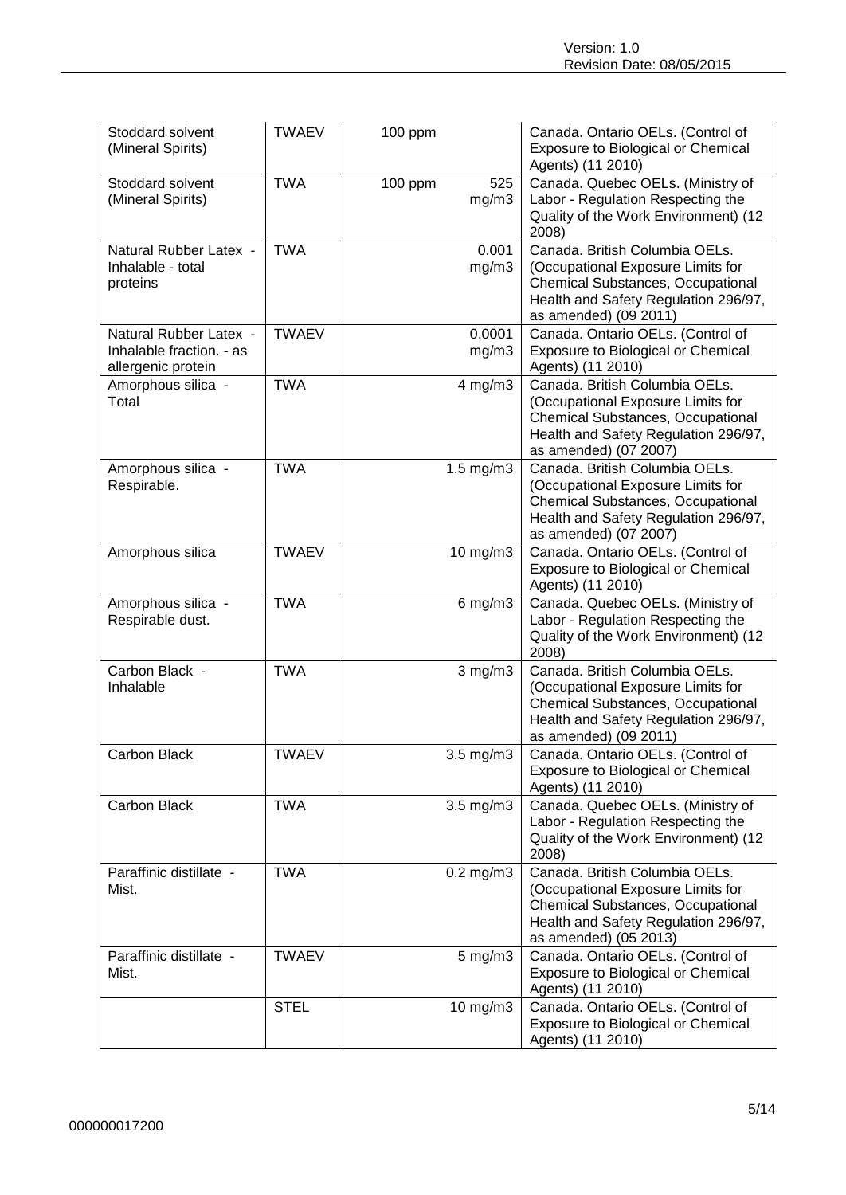| | | | | |
|---|---|---|---|---|
| Stoddard solvent (Mineral Spirits) | TWAEV | 100 ppm | | Canada. Ontario OELs. (Control of Exposure to Biological or Chemical Agents) (11 2010) |
| Stoddard solvent (Mineral Spirits) | TWA | 100 ppm | 525 mg/m3 | Canada. Quebec OELs. (Ministry of Labor - Regulation Respecting the Quality of the Work Environment) (12 2008) |
| Natural Rubber Latex - Inhalable - total proteins | TWA | | 0.001 mg/m3 | Canada. British Columbia OELs. (Occupational Exposure Limits for Chemical Substances, Occupational Health and Safety Regulation 296/97, as amended) (09 2011) |
| Natural Rubber Latex - Inhalable fraction. - as allergenic protein | TWAEV | | 0.0001 mg/m3 | Canada. Ontario OELs. (Control of Exposure to Biological or Chemical Agents) (11 2010) |
| Amorphous silica - Total | TWA | | 4 mg/m3 | Canada. British Columbia OELs. (Occupational Exposure Limits for Chemical Substances, Occupational Health and Safety Regulation 296/97, as amended) (07 2007) |
| Amorphous silica - Respirable. | TWA | | 1.5 mg/m3 | Canada. British Columbia OELs. (Occupational Exposure Limits for Chemical Substances, Occupational Health and Safety Regulation 296/97, as amended) (07 2007) |
| Amorphous silica | TWAEV | | 10 mg/m3 | Canada. Ontario OELs. (Control of Exposure to Biological or Chemical Agents) (11 2010) |
| Amorphous silica - Respirable dust. | TWA | | 6 mg/m3 | Canada. Quebec OELs. (Ministry of Labor - Regulation Respecting the Quality of the Work Environment) (12 2008) |
| Carbon Black - Inhalable | TWA | | 3 mg/m3 | Canada. British Columbia OELs. (Occupational Exposure Limits for Chemical Substances, Occupational Health and Safety Regulation 296/97, as amended) (09 2011) |
| Carbon Black | TWAEV | | 3.5 mg/m3 | Canada. Ontario OELs. (Control of Exposure to Biological or Chemical Agents) (11 2010) |
| Carbon Black | TWA | | 3.5 mg/m3 | Canada. Quebec OELs. (Ministry of Labor - Regulation Respecting the Quality of the Work Environment) (12 2008) |
| Paraffinic distillate - Mist. | TWA | | 0.2 mg/m3 | Canada. British Columbia OELs. (Occupational Exposure Limits for Chemical Substances, Occupational Health and Safety Regulation 296/97, as amended) (05 2013) |
| Paraffinic distillate - Mist. | TWAEV | | 5 mg/m3 | Canada. Ontario OELs. (Control of Exposure to Biological or Chemical Agents) (11 2010) |
| | STEL | | 10 mg/m3 | Canada. Ontario OELs. (Control of Exposure to Biological or Chemical Agents) (11 2010) |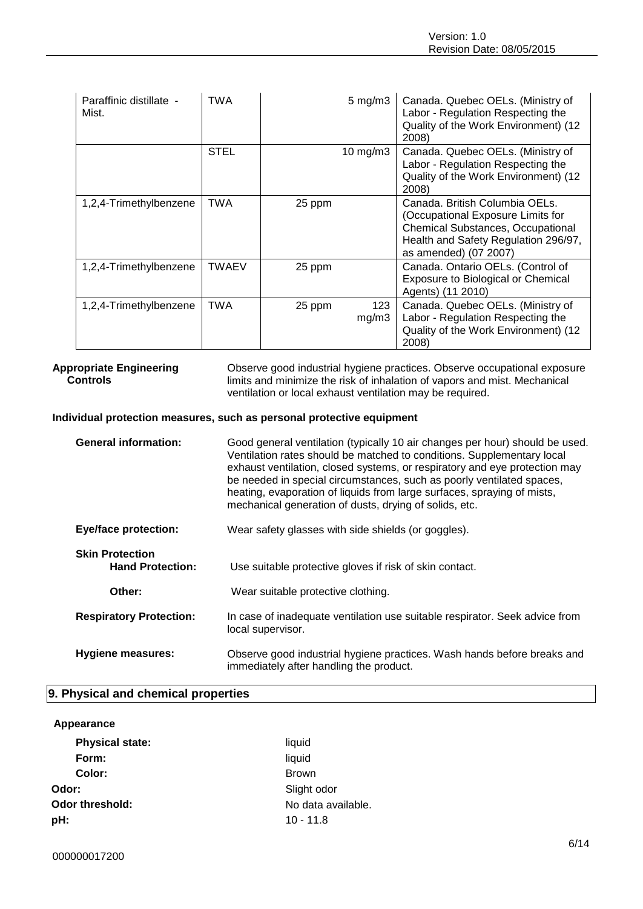| | | | | |
|---|---|---|---|---|
| Paraffinic distillate - Mist. | TWA | | 5 mg/m3 | Canada. Quebec OELs. (Ministry of Labor - Regulation Respecting the Quality of the Work Environment) (12 2008) |
| | STEL | | 10 mg/m3 | Canada. Quebec OELs. (Ministry of Labor - Regulation Respecting the Quality of the Work Environment) (12 2008) |
| 1,2,4-Trimethylbenzene | TWA | 25 ppm | | Canada. British Columbia OELs. (Occupational Exposure Limits for Chemical Substances, Occupational Health and Safety Regulation 296/97, as amended) (07 2007) |
| 1,2,4-Trimethylbenzene | TWAEV | 25 ppm | | Canada. Ontario OELs. (Control of Exposure to Biological or Chemical Agents) (11 2010) |
| 1,2,4-Trimethylbenzene | TWA | 25 ppm | 123 mg/m3 | Canada. Quebec OELs. (Ministry of Labor - Regulation Respecting the Quality of the Work Environment) (12 2008) |

**Appropriate Engineering Controls**

Observe good industrial hygiene practices. Observe occupational exposure limits and minimize the risk of inhalation of vapors and mist. Mechanical ventilation or local exhaust ventilation may be required.

**Individual protection measures, such as personal protective equipment**

**General information:** Good general ventilation (typically 10 air changes per hour) should be used. Ventilation rates should be matched to conditions. Supplementary local exhaust ventilation, closed systems, or respiratory and eye protection may be needed in special circumstances, such as poorly ventilated spaces, heating, evaporation of liquids from large surfaces, spraying of mists, mechanical generation of dusts, drying of solids, etc.

**Eye/face protection:** Wear safety glasses with side shields (or goggles).

**Skin Protection**

**Hand Protection:** Use suitable protective gloves if risk of skin contact.

**Other:** Wear suitable protective clothing.

**Respiratory Protection:** In case of inadequate ventilation use suitable respirator. Seek advice from local supervisor.

**Hygiene measures:** Observe good industrial hygiene practices. Wash hands before breaks and immediately after handling the product.

## 9. Physical and chemical properties

**Appearance**

**Physical state:** liquid

**Form:** liquid

**Color:** Brown

**Odor:** Slight odor

**Odor threshold:** No data available.

**pH:** 10 - 11.8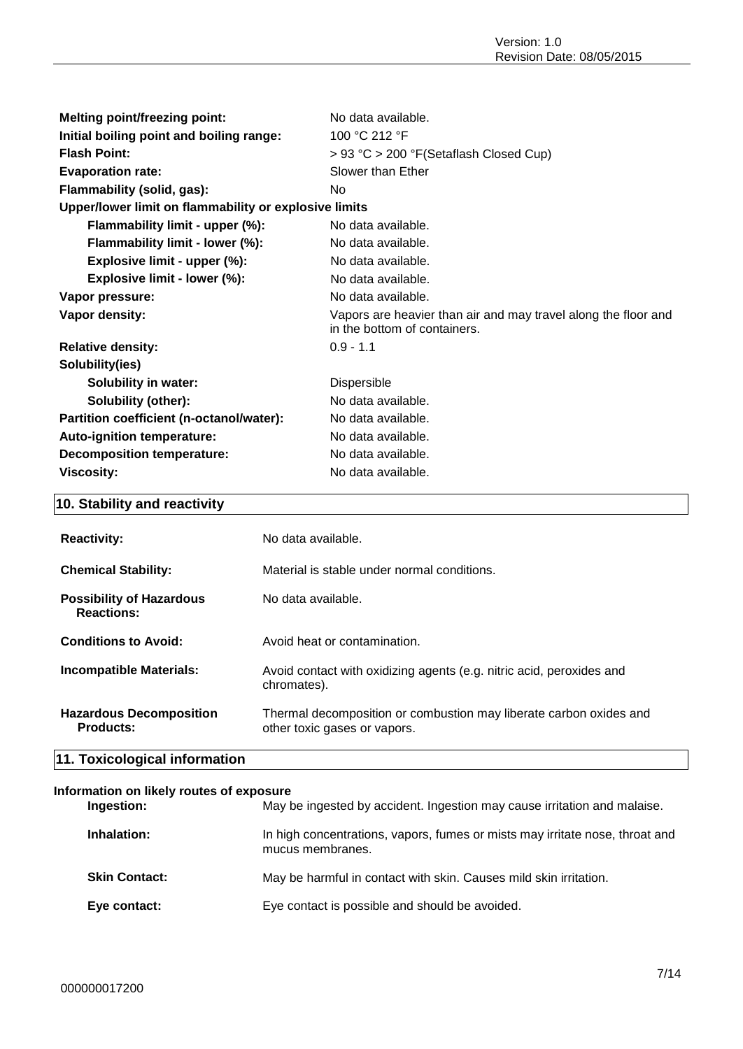| | |
|---|---|
| **Melting point/freezing point:** | No data available. |
| **Initial boiling point and boiling range:** | 100 °C 212 °F |
| **Flash Point:** | > 93 °C > 200 °F(Setaflash Closed Cup) |
| **Evaporation rate:** | Slower than Ether |
| **Flammability (solid, gas):** | No |
| **Upper/lower limit on flammability or explosive limits** | |
| **Flammability limit - upper (%):** | No data available. |
| **Flammability limit - lower (%):** | No data available. |
| **Explosive limit - upper (%):** | No data available. |
| **Explosive limit - lower (%):** | No data available. |
| **Vapor pressure:** | No data available. |
| **Vapor density:** | Vapors are heavier than air and may travel along the floor and in the bottom of containers. |
| **Relative density:** | 0.9 - 1.1 |
| **Solubility(ies)** | |
| **Solubility in water:** | Dispersible |
| **Solubility (other):** | No data available. |
| **Partition coefficient (n-octanol/water):** | No data available. |
| **Auto-ignition temperature:** | No data available. |
| **Decomposition temperature:** | No data available. |
| **Viscosity:** | No data available. |

## 10. Stability and reactivity

| | |
|---|---|
| **Reactivity:** | No data available. |
| **Chemical Stability:** | Material is stable under normal conditions. |
| **Possibility of Hazardous Reactions:** | No data available. |
| **Conditions to Avoid:** | Avoid heat or contamination. |
| **Incompatible Materials:** | Avoid contact with oxidizing agents (e.g. nitric acid, peroxides and chromates). |
| **Hazardous Decomposition Products:** | Thermal decomposition or combustion may liberate carbon oxides and other toxic gases or vapors. |

## 11. Toxicological information

**Information on likely routes of exposure**

| | |
|---|---|
| **Ingestion:** | May be ingested by accident. Ingestion may cause irritation and malaise. |
| **Inhalation:** | In high concentrations, vapors, fumes or mists may irritate nose, throat and mucus membranes. |
| **Skin Contact:** | May be harmful in contact with skin. Causes mild skin irritation. |
| **Eye contact:** | Eye contact is possible and should be avoided. |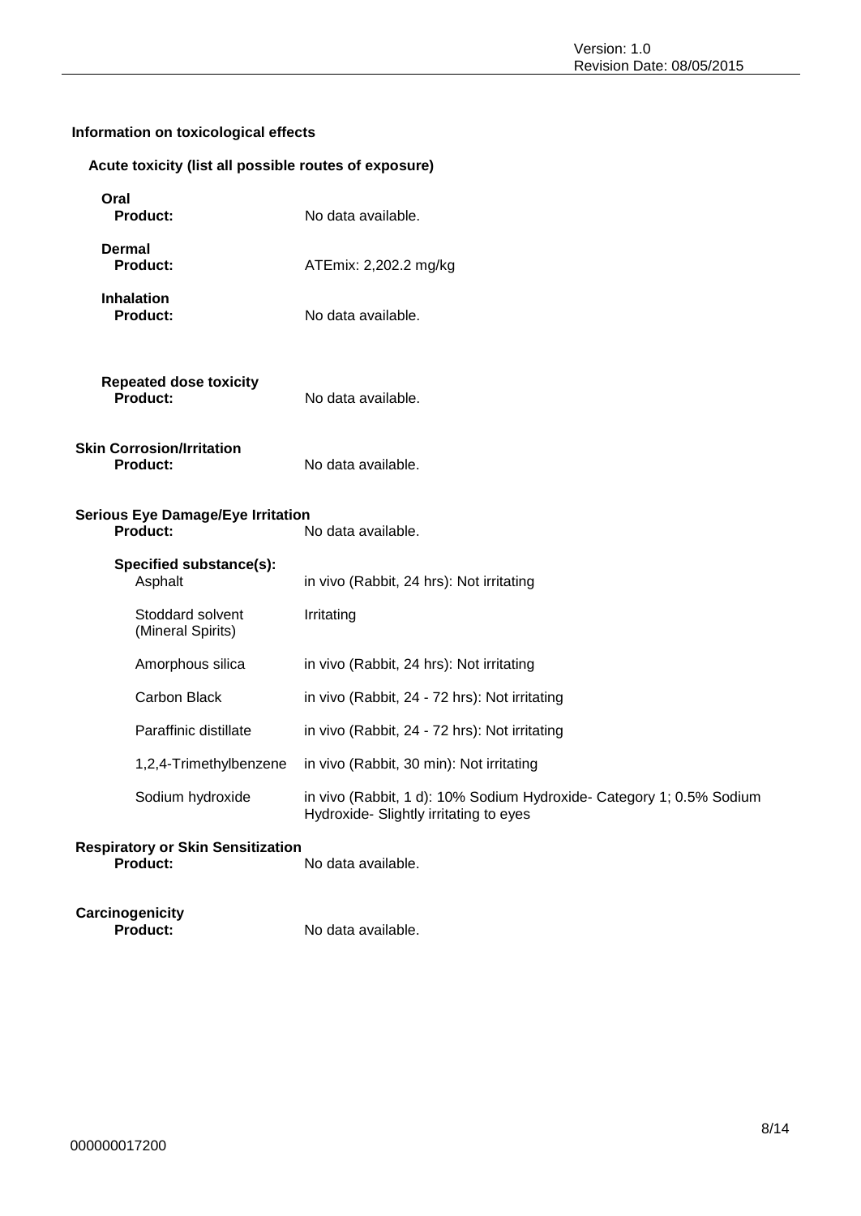### Information on toxicological effects

#### Acute toxicity (list all possible routes of exposure)

**Oral**

**Product:** No data available.

**Dermal**

**Product:** ATEmix: 2,202.2 mg/kg

**Inhalation**

**Product:** No data available.

**Repeated dose toxicity**

**Product:** No data available.

#### Skin Corrosion/Irritation

**Product:** No data available.

#### Serious Eye Damage/Eye Irritation

**Product:** No data available.

**Specified substance(s):**

| Substance | Result |
|---|---|
| Asphalt | in vivo (Rabbit, 24 hrs): Not irritating |
| Stoddard solvent (Mineral Spirits) | Irritating |
| Amorphous silica | in vivo (Rabbit, 24 hrs): Not irritating |
| Carbon Black | in vivo (Rabbit, 24 - 72 hrs): Not irritating |
| Paraffinic distillate | in vivo (Rabbit, 24 - 72 hrs): Not irritating |
| 1,2,4-Trimethylbenzene | in vivo (Rabbit, 30 min): Not irritating |
| Sodium hydroxide | in vivo (Rabbit, 1 d): 10% Sodium Hydroxide- Category 1; 0.5% Sodium Hydroxide- Slightly irritating to eyes |

#### Respiratory or Skin Sensitization

**Product:** No data available.

#### Carcinogenicity

**Product:** No data available.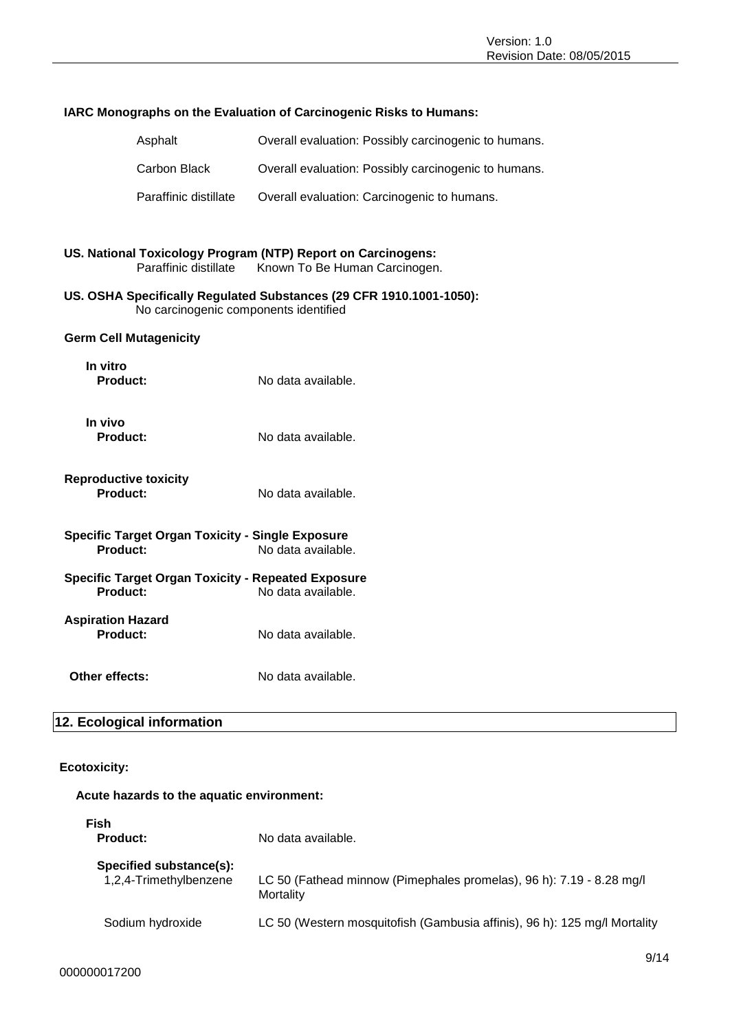**IARC Monographs on the Evaluation of Carcinogenic Risks to Humans:**

| | |
|---|---|
| Asphalt | Overall evaluation: Possibly carcinogenic to humans. |
| Carbon Black | Overall evaluation: Possibly carcinogenic to humans. |
| Paraffinic distillate | Overall evaluation: Carcinogenic to humans. |

**US. National Toxicology Program (NTP) Report on Carcinogens:**
Paraffinic distillate Known To Be Human Carcinogen.

**US. OSHA Specifically Regulated Substances (29 CFR 1910.1001-1050):**
No carcinogenic components identified

**Germ Cell Mutagenicity**

**In vitro**
**Product:** No data available.

**In vivo**
**Product:** No data available.

**Reproductive toxicity**
**Product:** No data available.

**Specific Target Organ Toxicity - Single Exposure**
**Product:** No data available.

**Specific Target Organ Toxicity - Repeated Exposure**
**Product:** No data available.

**Aspiration Hazard**
**Product:** No data available.

**Other effects:** No data available.

## 12. Ecological information

**Ecotoxicity:**

**Acute hazards to the aquatic environment:**

**Fish**
**Product:** No data available.

**Specified substance(s):**

| | |
|---|---|
| 1,2,4-Trimethylbenzene | LC 50 (Fathead minnow (Pimephales promelas), 96 h): 7.19 - 8.28 mg/l Mortality |
| Sodium hydroxide | LC 50 (Western mosquitofish (Gambusia affinis), 96 h): 125 mg/l Mortality |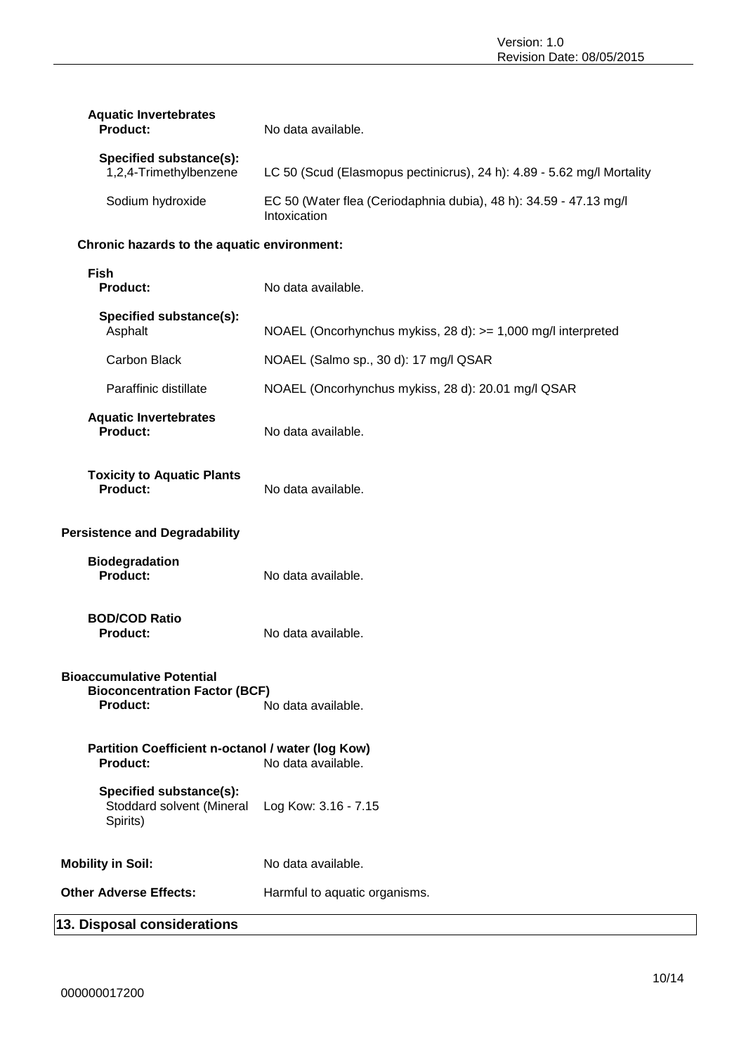**Aquatic Invertebrates**

**Product:** No data available.

**Specified substance(s):**

| | |
|---|---|
| 1,2,4-Trimethylbenzene | LC 50 (Scud (Elasmopus pectinicrus), 24 h): 4.89 - 5.62 mg/l Mortality |
| Sodium hydroxide | EC 50 (Water flea (Ceriodaphnia dubia), 48 h): 34.59 - 47.13 mg/l Intoxication |

**Chronic hazards to the aquatic environment:**

**Fish**

**Product:** No data available.

**Specified substance(s):**

| | |
|---|---|
| Asphalt | NOAEL (Oncorhynchus mykiss, 28 d): >= 1,000 mg/l interpreted |
| Carbon Black | NOAEL (Salmo sp., 30 d): 17 mg/l QSAR |
| Paraffinic distillate | NOAEL (Oncorhynchus mykiss, 28 d): 20.01 mg/l QSAR |

**Aquatic Invertebrates**

**Product:** No data available.

**Toxicity to Aquatic Plants**

**Product:** No data available.

**Persistence and Degradability**

**Biodegradation**

**Product:** No data available.

**BOD/COD Ratio**

**Product:** No data available.

**Bioaccumulative Potential**

**Bioconcentration Factor (BCF)**

**Product:** No data available.

**Partition Coefficient n-octanol / water (log Kow)**

**Product:** No data available.

**Specified substance(s):**

| | |
|---|---|
| Stoddard solvent (Mineral Spirits) | Log Kow: 3.16 - 7.15 |

**Mobility in Soil:** No data available.

**Other Adverse Effects:** Harmful to aquatic organisms.

## 13. Disposal considerations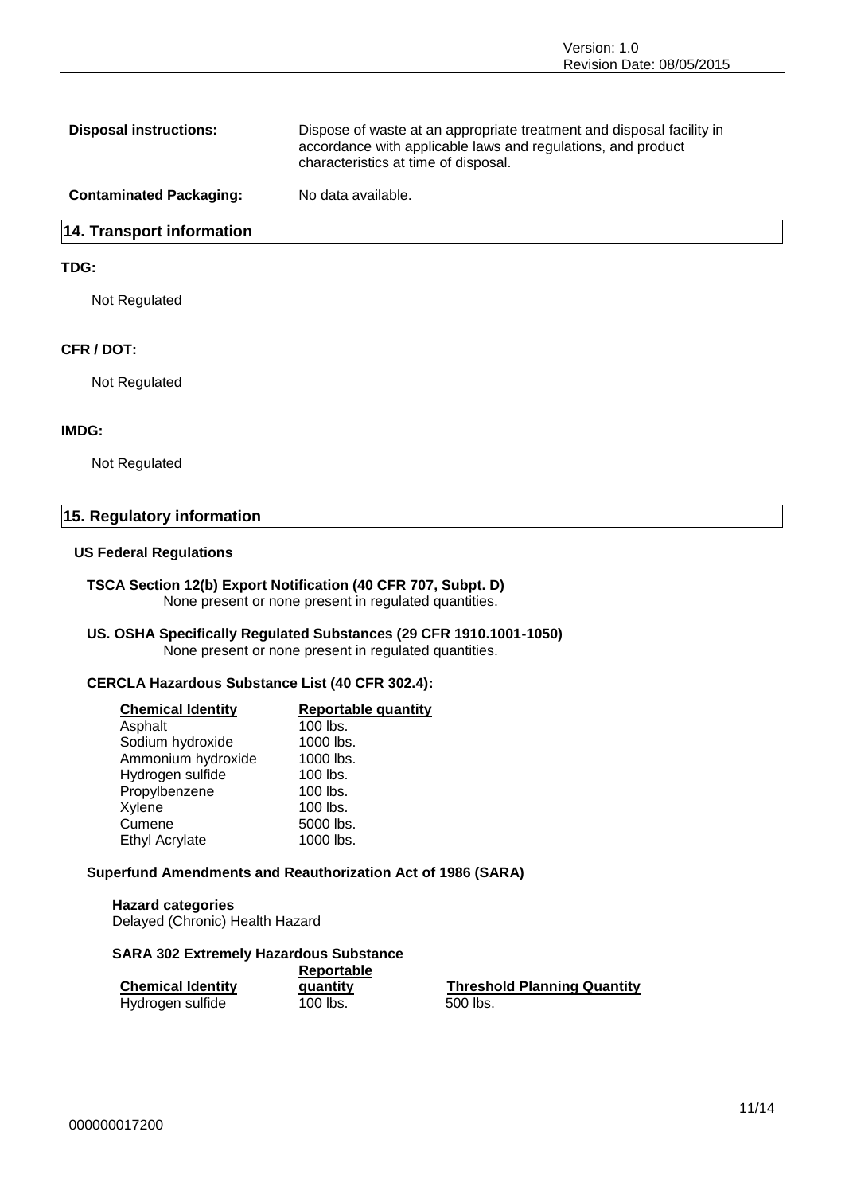**Disposal instructions:** Dispose of waste at an appropriate treatment and disposal facility in accordance with applicable laws and regulations, and product characteristics at time of disposal.

**Contaminated Packaging:** No data available.

## 14. Transport information

**TDG:**

Not Regulated

**CFR / DOT:**

Not Regulated

**IMDG:**

Not Regulated

## 15. Regulatory information

### US Federal Regulations

**TSCA Section 12(b) Export Notification (40 CFR 707, Subpt. D)**
None present or none present in regulated quantities.

**US. OSHA Specifically Regulated Substances (29 CFR 1910.1001-1050)**
None present or none present in regulated quantities.

**CERCLA Hazardous Substance List (40 CFR 302.4):**

| Chemical Identity | Reportable quantity |
|---|---|
| Asphalt | 100 lbs. |
| Sodium hydroxide | 1000 lbs. |
| Ammonium hydroxide | 1000 lbs. |
| Hydrogen sulfide | 100 lbs. |
| Propylbenzene | 100 lbs. |
| Xylene | 100 lbs. |
| Cumene | 5000 lbs. |
| Ethyl Acrylate | 1000 lbs. |

**Superfund Amendments and Reauthorization Act of 1986 (SARA)**

**Hazard categories**
Delayed (Chronic) Health Hazard

**SARA 302 Extremely Hazardous Substance**

| Chemical Identity | Reportable quantity | Threshold Planning Quantity |
|---|---|---|
| Hydrogen sulfide | 100 lbs. | 500 lbs. |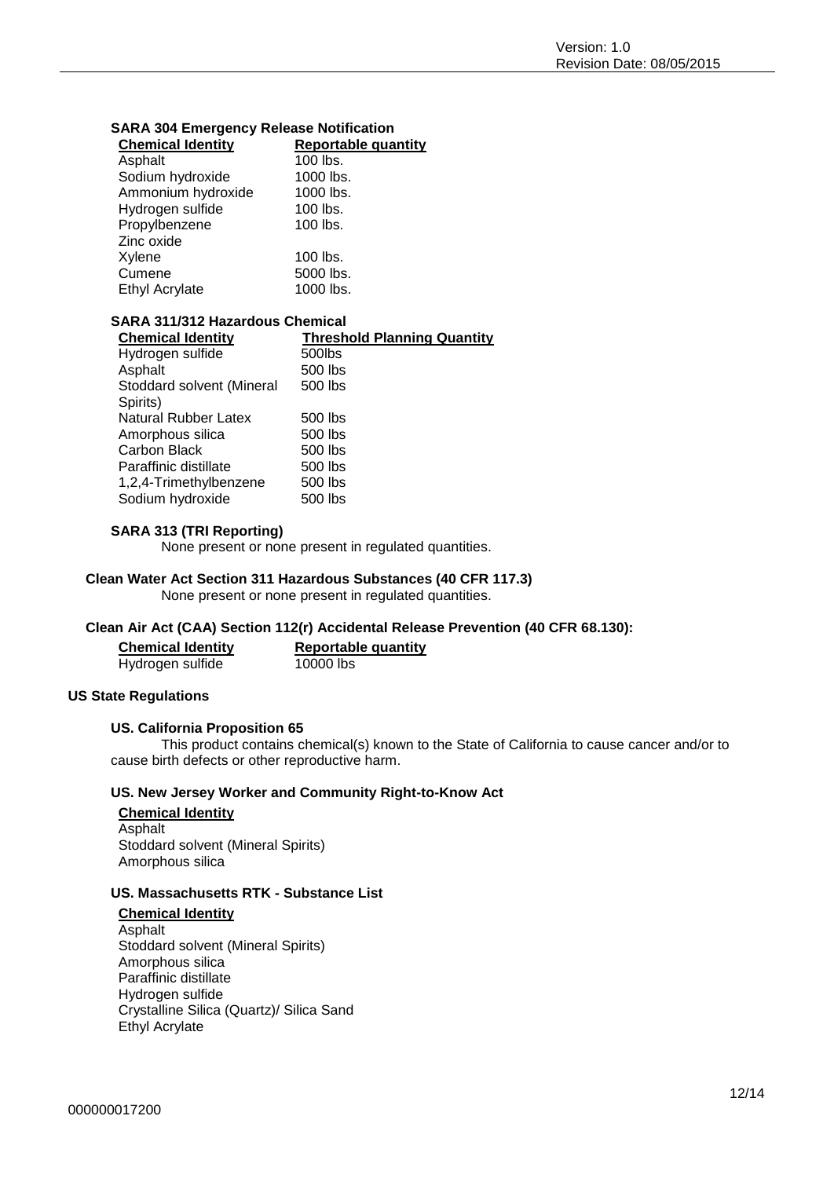### SARA 304 Emergency Release Notification

| Chemical Identity | Reportable quantity |
|---|---|
| Asphalt | 100 lbs. |
| Sodium hydroxide | 1000 lbs. |
| Ammonium hydroxide | 1000 lbs. |
| Hydrogen sulfide | 100 lbs. |
| Propylbenzene | 100 lbs. |
| Zinc oxide | |
| Xylene | 100 lbs. |
| Cumene | 5000 lbs. |
| Ethyl Acrylate | 1000 lbs. |

### SARA 311/312 Hazardous Chemical

| Chemical Identity | Threshold Planning Quantity |
|---|---|
| Hydrogen sulfide | 500lbs |
| Asphalt | 500 lbs |
| Stoddard solvent (Mineral Spirits) | 500 lbs |
| Natural Rubber Latex | 500 lbs |
| Amorphous silica | 500 lbs |
| Carbon Black | 500 lbs |
| Paraffinic distillate | 500 lbs |
| 1,2,4-Trimethylbenzene | 500 lbs |
| Sodium hydroxide | 500 lbs |

### SARA 313 (TRI Reporting)

None present or none present in regulated quantities.

### Clean Water Act Section 311 Hazardous Substances (40 CFR 117.3)

None present or none present in regulated quantities.

### Clean Air Act (CAA) Section 112(r) Accidental Release Prevention (40 CFR 68.130):

| Chemical Identity | Reportable quantity |
|---|---|
| Hydrogen sulfide | 10000 lbs |

## US State Regulations

### US. California Proposition 65

This product contains chemical(s) known to the State of California to cause cancer and/or to cause birth defects or other reproductive harm.

### US. New Jersey Worker and Community Right-to-Know Act

**Chemical Identity**

Asphalt
Stoddard solvent (Mineral Spirits)
Amorphous silica

### US. Massachusetts RTK - Substance List

**Chemical Identity**

Asphalt
Stoddard solvent (Mineral Spirits)
Amorphous silica
Paraffinic distillate
Hydrogen sulfide
Crystalline Silica (Quartz)/ Silica Sand
Ethyl Acrylate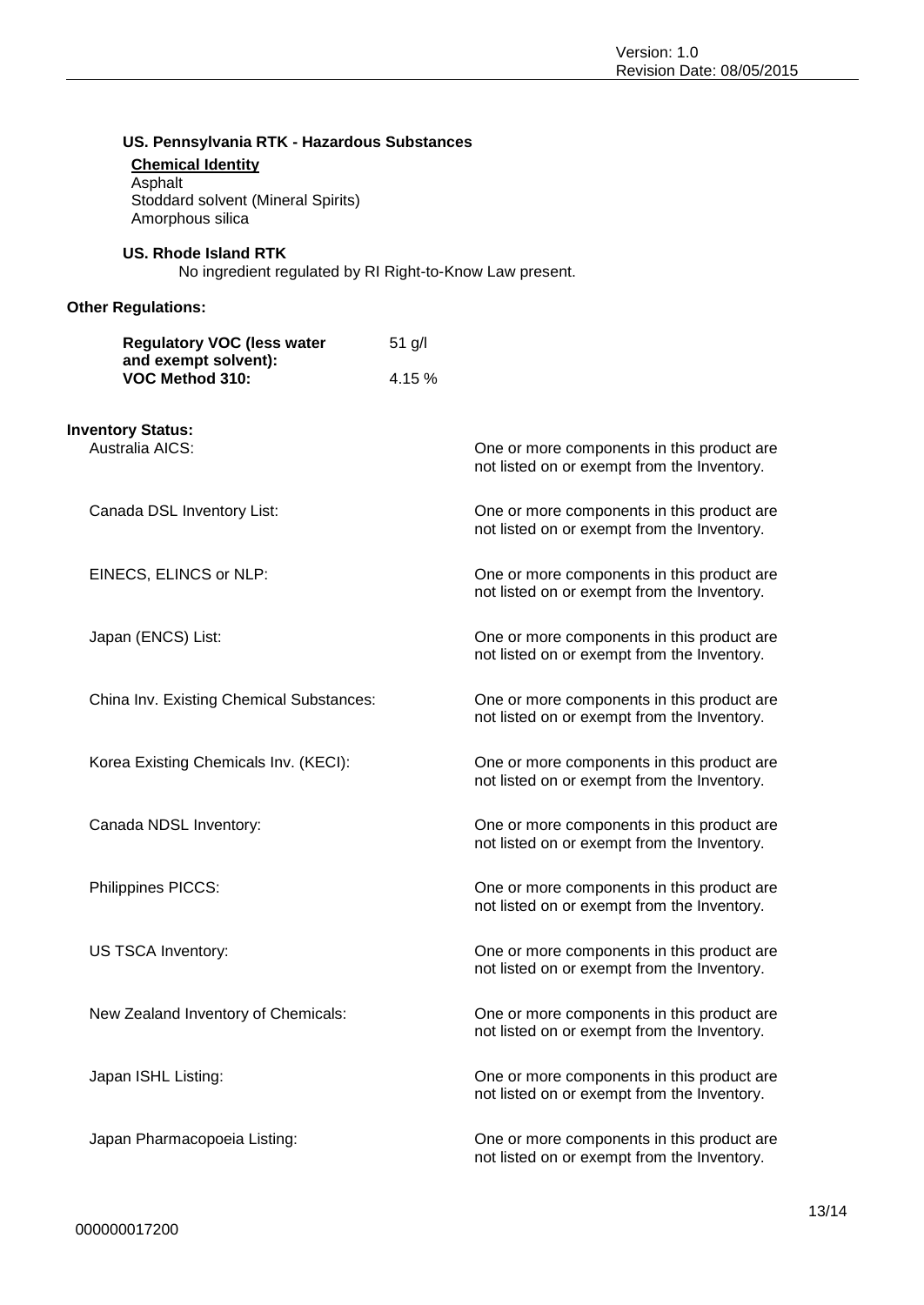**US. Pennsylvania RTK - Hazardous Substances**

**Chemical Identity**

Asphalt
Stoddard solvent (Mineral Spirits)
Amorphous silica

**US. Rhode Island RTK**

No ingredient regulated by RI Right-to-Know Law present.

**Other Regulations:**

| | |
|---|---|
| **Regulatory VOC (less water and exempt solvent):** | 51 g/l |
| **VOC Method 310:** | 4.15 % |

**Inventory Status:**

| | |
|---|---|
| Australia AICS: | One or more components in this product are not listed on or exempt from the Inventory. |
| Canada DSL Inventory List: | One or more components in this product are not listed on or exempt from the Inventory. |
| EINECS, ELINCS or NLP: | One or more components in this product are not listed on or exempt from the Inventory. |
| Japan (ENCS) List: | One or more components in this product are not listed on or exempt from the Inventory. |
| China Inv. Existing Chemical Substances: | One or more components in this product are not listed on or exempt from the Inventory. |
| Korea Existing Chemicals Inv. (KECI): | One or more components in this product are not listed on or exempt from the Inventory. |
| Canada NDSL Inventory: | One or more components in this product are not listed on or exempt from the Inventory. |
| Philippines PICCS: | One or more components in this product are not listed on or exempt from the Inventory. |
| US TSCA Inventory: | One or more components in this product are not listed on or exempt from the Inventory. |
| New Zealand Inventory of Chemicals: | One or more components in this product are not listed on or exempt from the Inventory. |
| Japan ISHL Listing: | One or more components in this product are not listed on or exempt from the Inventory. |
| Japan Pharmacopoeia Listing: | One or more components in this product are not listed on or exempt from the Inventory. |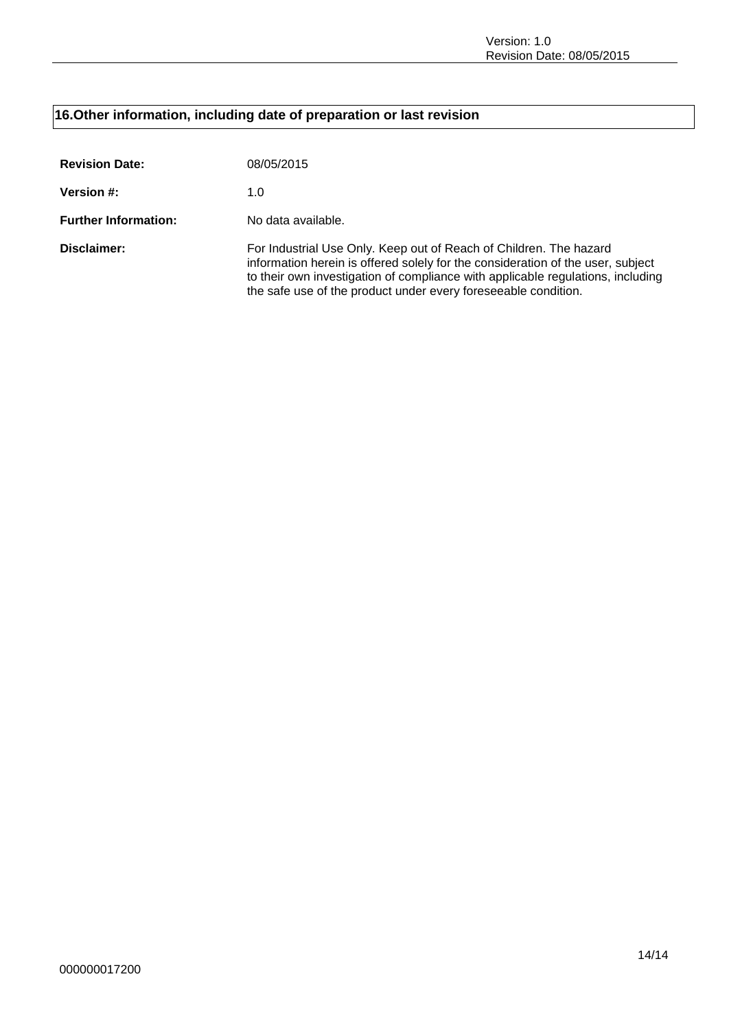## 16.Other information, including date of preparation or last revision

**Revision Date:** 08/05/2015

**Version #:** 1.0

**Further Information:** No data available.

**Disclaimer:** For Industrial Use Only. Keep out of Reach of Children. The hazard information herein is offered solely for the consideration of the user, subject to their own investigation of compliance with applicable regulations, including the safe use of the product under every foreseeable condition.

000000017200